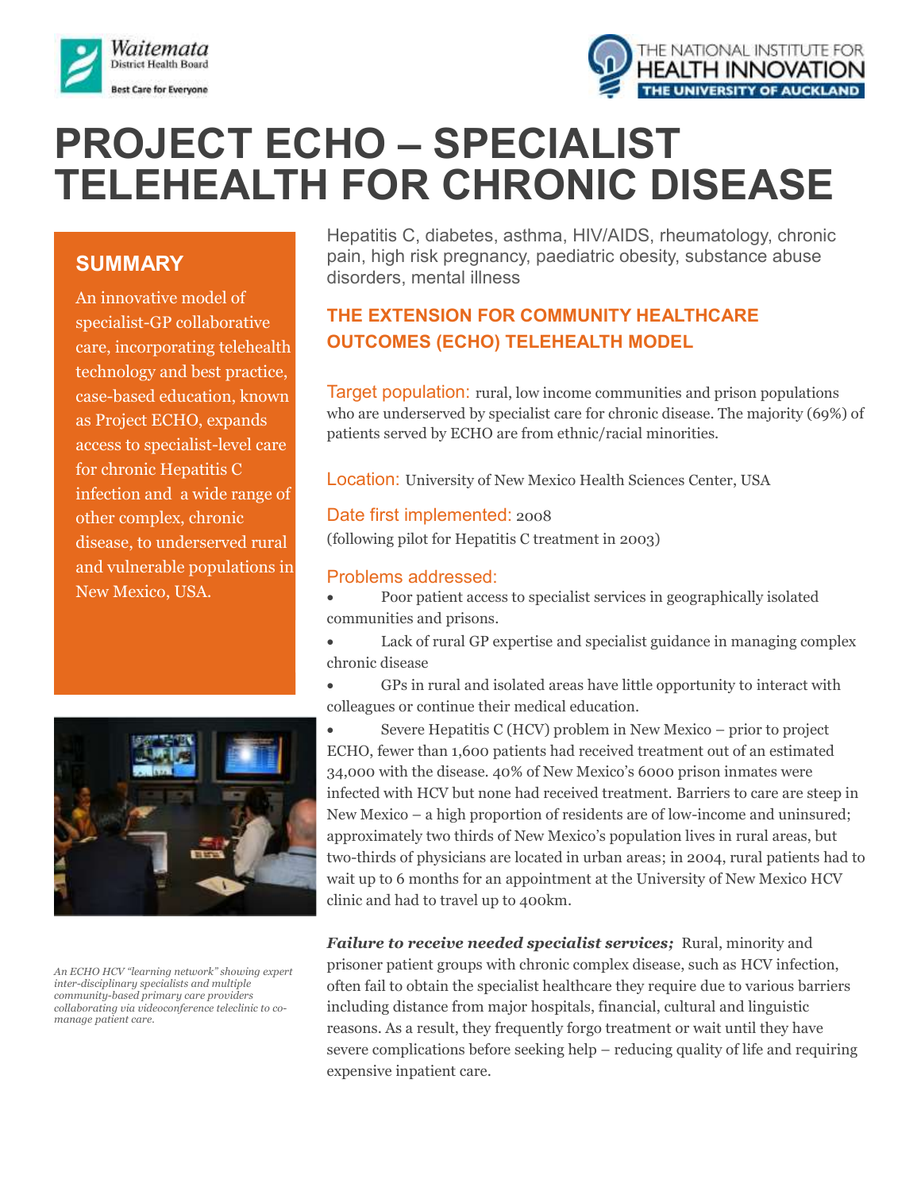# PROJECT ECHO – SPECIALIST TELEHEALTH FOR CHRONIC DISEASE

## SUMMARY

An innovative model of specialist-GP collaborative care, incorporating telehealth technology and best practice, case-based education, known as Project ECHO, expands access to specialist-level care for chronic Hepatitis C infection and a wide range of other complex, chronic disease, to underserved rural and vulnerable populations in New Mexico, USA.

*An ECHO HCV "learning network" showing expert inter-disciplinary specialists and multiple community-based primary care providers collaborating via videoconference teleclinic to co-manage patient care.*

Hepatitis C, diabetes, asthma, HIV/AIDS, rheumatology, chronic pain, high risk pregnancy, paediatric obesity, substance abuse disorders, mental illness

### THE EXTENSION FOR COMMUNITY HEALTHCARE OUTCOMES (ECHO) TELEHEALTH MODEL

Target population: rural, low income communities and prison populations who are underserved by specialist care for chronic disease. The majority (69%) of patients served by ECHO are from ethnic/racial minorities.

Location: University of New Mexico Health Sciences Center, USA

Date first implemented: 2008
(following pilot for Hepatitis C treatment in 2003)

Problems addressed:

- Poor patient access to specialist services in geographically isolated communities and prisons.
- Lack of rural GP expertise and specialist guidance in managing complex chronic disease
- GPs in rural and isolated areas have little opportunity to interact with colleagues or continue their medical education.
- Severe Hepatitis C (HCV) problem in New Mexico – prior to project ECHO, fewer than 1,600 patients had received treatment out of an estimated 34,000 with the disease. 40% of New Mexico's 6000 prison inmates were infected with HCV but none had received treatment. Barriers to care are steep in New Mexico – a high proportion of residents are of low-income and uninsured; approximately two thirds of New Mexico's population lives in rural areas, but two-thirds of physicians are located in urban areas; in 2004, rural patients had to wait up to 6 months for an appointment at the University of New Mexico HCV clinic and had to travel up to 400km.

***Failure to receive needed specialist services;*** Rural, minority and prisoner patient groups with chronic complex disease, such as HCV infection, often fail to obtain the specialist healthcare they require due to various barriers including distance from major hospitals, financial, cultural and linguistic reasons. As a result, they frequently forgo treatment or wait until they have severe complications before seeking help – reducing quality of life and requiring expensive inpatient care.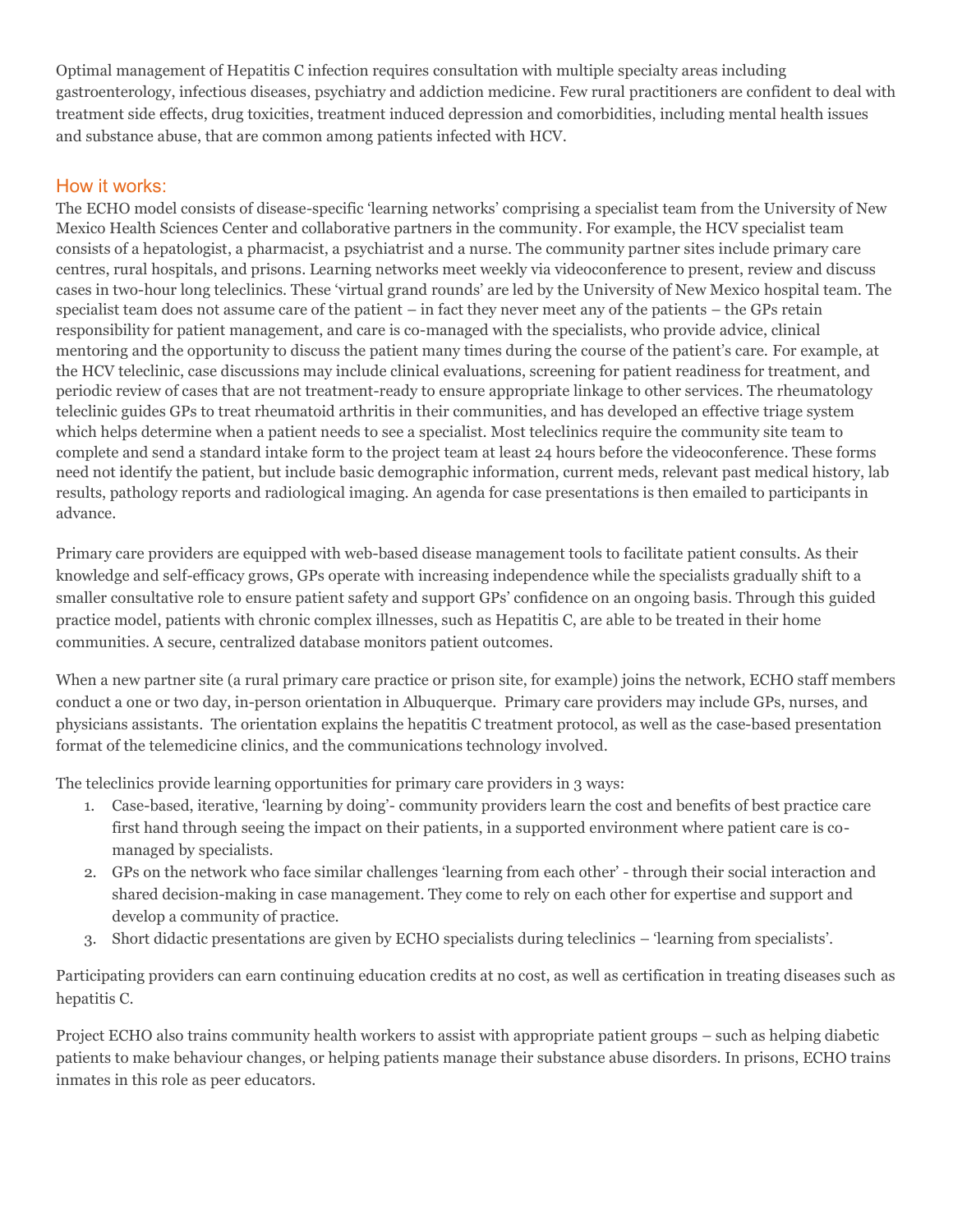Optimal management of Hepatitis C infection requires consultation with multiple specialty areas including gastroenterology, infectious diseases, psychiatry and addiction medicine. Few rural practitioners are confident to deal with treatment side effects, drug toxicities, treatment induced depression and comorbidities, including mental health issues and substance abuse, that are common among patients infected with HCV.

## How it works:

The ECHO model consists of disease-specific 'learning networks' comprising a specialist team from the University of New Mexico Health Sciences Center and collaborative partners in the community. For example, the HCV specialist team consists of a hepatologist, a pharmacist, a psychiatrist and a nurse. The community partner sites include primary care centres, rural hospitals, and prisons. Learning networks meet weekly via videoconference to present, review and discuss cases in two-hour long teleclinics. These 'virtual grand rounds' are led by the University of New Mexico hospital team. The specialist team does not assume care of the patient – in fact they never meet any of the patients – the GPs retain responsibility for patient management, and care is co-managed with the specialists, who provide advice, clinical mentoring and the opportunity to discuss the patient many times during the course of the patient's care. For example, at the HCV teleclinic, case discussions may include clinical evaluations, screening for patient readiness for treatment, and periodic review of cases that are not treatment-ready to ensure appropriate linkage to other services. The rheumatology teleclinic guides GPs to treat rheumatoid arthritis in their communities, and has developed an effective triage system which helps determine when a patient needs to see a specialist. Most teleclinics require the community site team to complete and send a standard intake form to the project team at least 24 hours before the videoconference. These forms need not identify the patient, but include basic demographic information, current meds, relevant past medical history, lab results, pathology reports and radiological imaging. An agenda for case presentations is then emailed to participants in advance.

Primary care providers are equipped with web-based disease management tools to facilitate patient consults. As their knowledge and self-efficacy grows, GPs operate with increasing independence while the specialists gradually shift to a smaller consultative role to ensure patient safety and support GPs' confidence on an ongoing basis. Through this guided practice model, patients with chronic complex illnesses, such as Hepatitis C, are able to be treated in their home communities. A secure, centralized database monitors patient outcomes.

When a new partner site (a rural primary care practice or prison site, for example) joins the network, ECHO staff members conduct a one or two day, in-person orientation in Albuquerque. Primary care providers may include GPs, nurses, and physicians assistants. The orientation explains the hepatitis C treatment protocol, as well as the case-based presentation format of the telemedicine clinics, and the communications technology involved.

The teleclinics provide learning opportunities for primary care providers in 3 ways:

1. Case-based, iterative, 'learning by doing'- community providers learn the cost and benefits of best practice care first hand through seeing the impact on their patients, in a supported environment where patient care is co-managed by specialists.
2. GPs on the network who face similar challenges 'learning from each other' - through their social interaction and shared decision-making in case management. They come to rely on each other for expertise and support and develop a community of practice.
3. Short didactic presentations are given by ECHO specialists during teleclinics – 'learning from specialists'.

Participating providers can earn continuing education credits at no cost, as well as certification in treating diseases such as hepatitis C.

Project ECHO also trains community health workers to assist with appropriate patient groups – such as helping diabetic patients to make behaviour changes, or helping patients manage their substance abuse disorders. In prisons, ECHO trains inmates in this role as peer educators.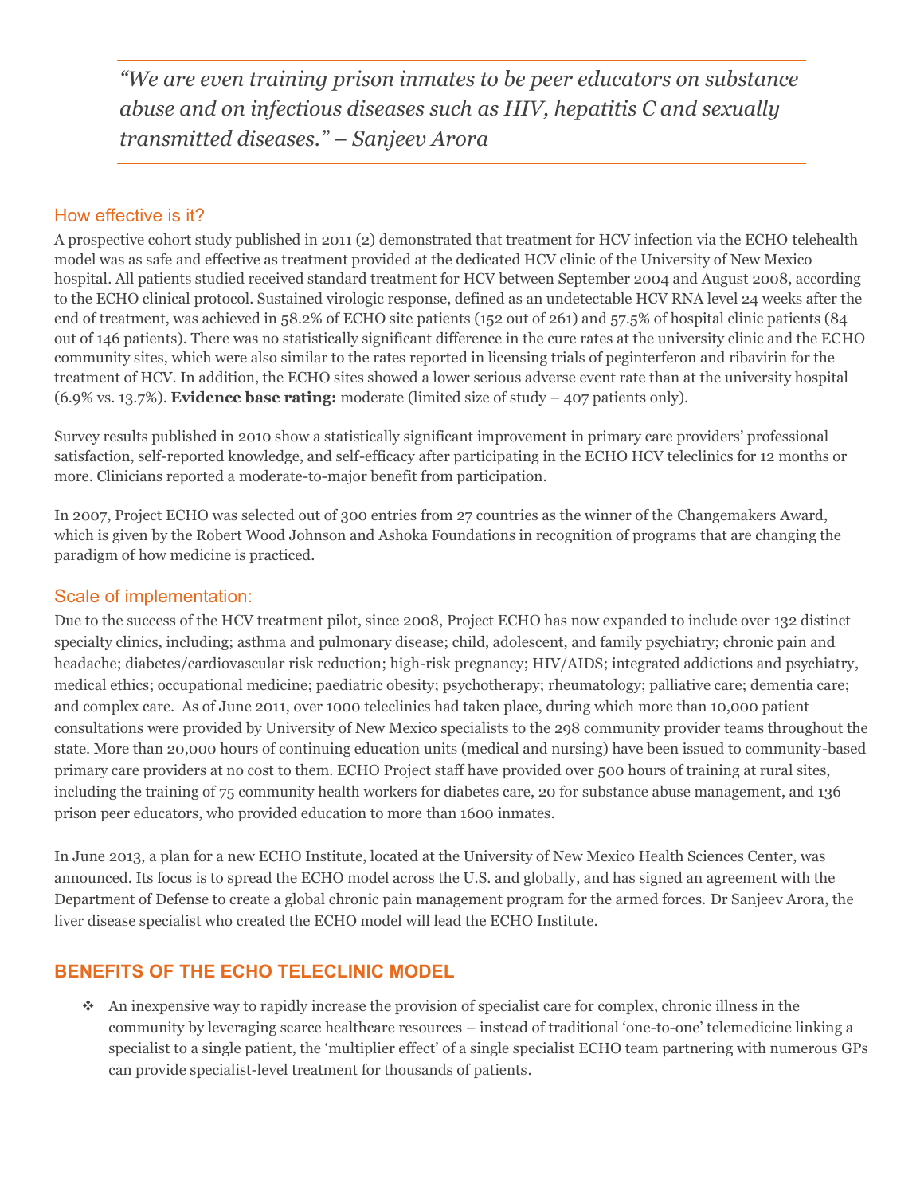> *"We are even training prison inmates to be peer educators on substance abuse and on infectious diseases such as HIV, hepatitis C and sexually transmitted diseases." – Sanjeev Arora*

## How effective is it?

A prospective cohort study published in 2011 (2) demonstrated that treatment for HCV infection via the ECHO telehealth model was as safe and effective as treatment provided at the dedicated HCV clinic of the University of New Mexico hospital. All patients studied received standard treatment for HCV between September 2004 and August 2008, according to the ECHO clinical protocol. Sustained virologic response, defined as an undetectable HCV RNA level 24 weeks after the end of treatment, was achieved in 58.2% of ECHO site patients (152 out of 261) and 57.5% of hospital clinic patients (84 out of 146 patients). There was no statistically significant difference in the cure rates at the university clinic and the ECHO community sites, which were also similar to the rates reported in licensing trials of peginterferon and ribavirin for the treatment of HCV. In addition, the ECHO sites showed a lower serious adverse event rate than at the university hospital (6.9% vs. 13.7%). **Evidence base rating:** moderate (limited size of study – 407 patients only).

Survey results published in 2010 show a statistically significant improvement in primary care providers' professional satisfaction, self-reported knowledge, and self-efficacy after participating in the ECHO HCV teleclinics for 12 months or more. Clinicians reported a moderate-to-major benefit from participation.

In 2007, Project ECHO was selected out of 300 entries from 27 countries as the winner of the Changemakers Award, which is given by the Robert Wood Johnson and Ashoka Foundations in recognition of programs that are changing the paradigm of how medicine is practiced.

## Scale of implementation:

Due to the success of the HCV treatment pilot, since 2008, Project ECHO has now expanded to include over 132 distinct specialty clinics, including; asthma and pulmonary disease; child, adolescent, and family psychiatry; chronic pain and headache; diabetes/cardiovascular risk reduction; high-risk pregnancy; HIV/AIDS; integrated addictions and psychiatry, medical ethics; occupational medicine; paediatric obesity; psychotherapy; rheumatology; palliative care; dementia care; and complex care. As of June 2011, over 1000 teleclinics had taken place, during which more than 10,000 patient consultations were provided by University of New Mexico specialists to the 298 community provider teams throughout the state. More than 20,000 hours of continuing education units (medical and nursing) have been issued to community-based primary care providers at no cost to them. ECHO Project staff have provided over 500 hours of training at rural sites, including the training of 75 community health workers for diabetes care, 20 for substance abuse management, and 136 prison peer educators, who provided education to more than 1600 inmates.

In June 2013, a plan for a new ECHO Institute, located at the University of New Mexico Health Sciences Center, was announced. Its focus is to spread the ECHO model across the U.S. and globally, and has signed an agreement with the Department of Defense to create a global chronic pain management program for the armed forces. Dr Sanjeev Arora, the liver disease specialist who created the ECHO model will lead the ECHO Institute.

## BENEFITS OF THE ECHO TELECLINIC MODEL

- An inexpensive way to rapidly increase the provision of specialist care for complex, chronic illness in the community by leveraging scarce healthcare resources – instead of traditional 'one-to-one' telemedicine linking a specialist to a single patient, the 'multiplier effect' of a single specialist ECHO team partnering with numerous GPs can provide specialist-level treatment for thousands of patients.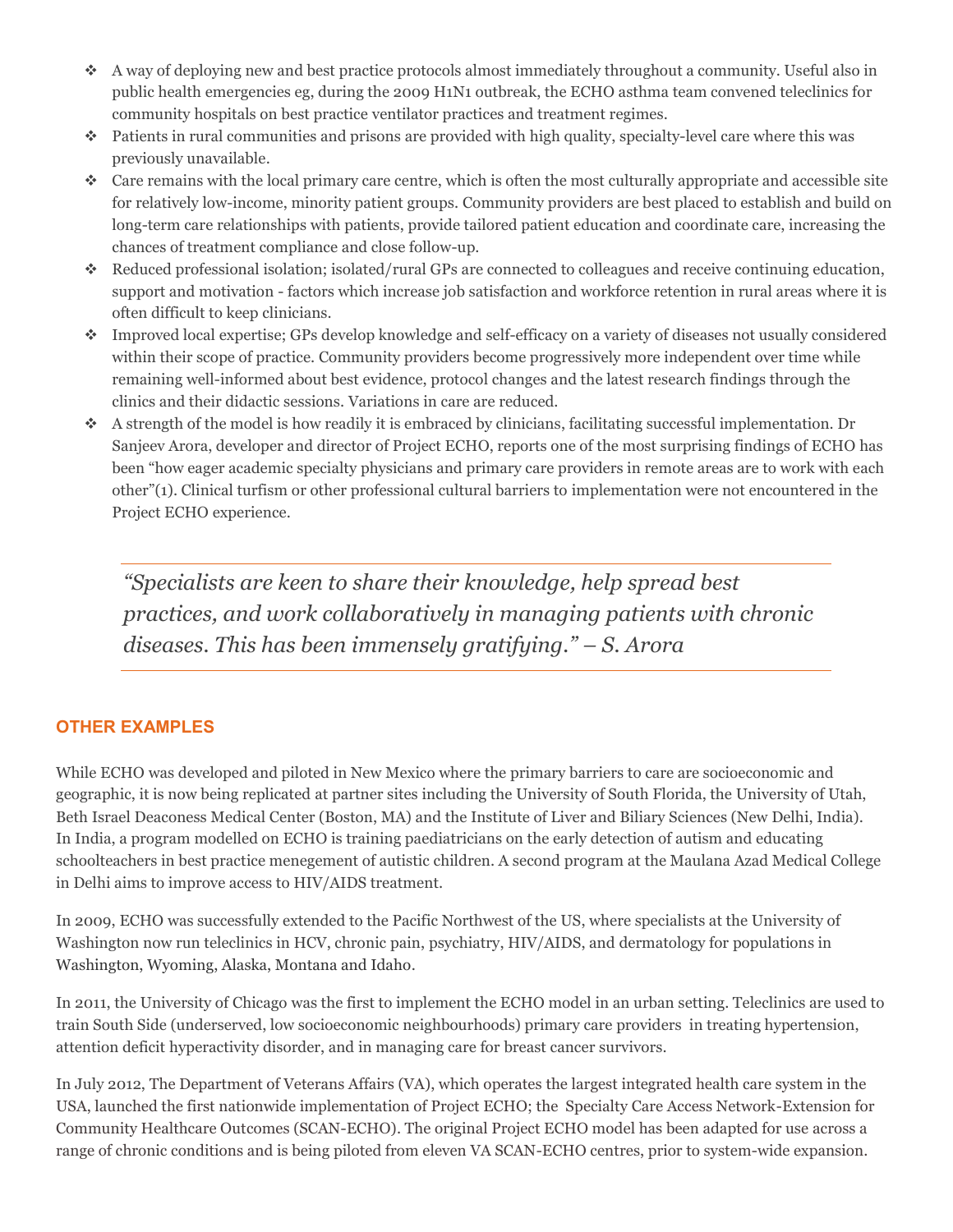- A way of deploying new and best practice protocols almost immediately throughout a community. Useful also in public health emergencies eg, during the 2009 H1N1 outbreak, the ECHO asthma team convened teleclinics for community hospitals on best practice ventilator practices and treatment regimes.
- Patients in rural communities and prisons are provided with high quality, specialty-level care where this was previously unavailable.
- Care remains with the local primary care centre, which is often the most culturally appropriate and accessible site for relatively low-income, minority patient groups. Community providers are best placed to establish and build on long-term care relationships with patients, provide tailored patient education and coordinate care, increasing the chances of treatment compliance and close follow-up.
- Reduced professional isolation; isolated/rural GPs are connected to colleagues and receive continuing education, support and motivation - factors which increase job satisfaction and workforce retention in rural areas where it is often difficult to keep clinicians.
- Improved local expertise; GPs develop knowledge and self-efficacy on a variety of diseases not usually considered within their scope of practice. Community providers become progressively more independent over time while remaining well-informed about best evidence, protocol changes and the latest research findings through the clinics and their didactic sessions. Variations in care are reduced.
- A strength of the model is how readily it is embraced by clinicians, facilitating successful implementation. Dr Sanjeev Arora, developer and director of Project ECHO, reports one of the most surprising findings of ECHO has been "how eager academic specialty physicians and primary care providers in remote areas are to work with each other"(1). Clinical turfism or other professional cultural barriers to implementation were not encountered in the Project ECHO experience.

> *"Specialists are keen to share their knowledge, help spread best practices, and work collaboratively in managing patients with chronic diseases. This has been immensely gratifying." – S. Arora*

## OTHER EXAMPLES

While ECHO was developed and piloted in New Mexico where the primary barriers to care are socioeconomic and geographic, it is now being replicated at partner sites including the University of South Florida, the University of Utah, Beth Israel Deaconess Medical Center (Boston, MA) and the Institute of Liver and Biliary Sciences (New Delhi, India). In India, a program modelled on ECHO is training paediatricians on the early detection of autism and educating schoolteachers in best practice menegement of autistic children. A second program at the Maulana Azad Medical College in Delhi aims to improve access to HIV/AIDS treatment.

In 2009, ECHO was successfully extended to the Pacific Northwest of the US, where specialists at the University of Washington now run teleclinics in HCV, chronic pain, psychiatry, HIV/AIDS, and dermatology for populations in Washington, Wyoming, Alaska, Montana and Idaho.

In 2011, the University of Chicago was the first to implement the ECHO model in an urban setting. Teleclinics are used to train South Side (underserved, low socioeconomic neighbourhoods) primary care providers in treating hypertension, attention deficit hyperactivity disorder, and in managing care for breast cancer survivors.

In July 2012, The Department of Veterans Affairs (VA), which operates the largest integrated health care system in the USA, launched the first nationwide implementation of Project ECHO; the Specialty Care Access Network-Extension for Community Healthcare Outcomes (SCAN-ECHO). The original Project ECHO model has been adapted for use across a range of chronic conditions and is being piloted from eleven VA SCAN-ECHO centres, prior to system-wide expansion.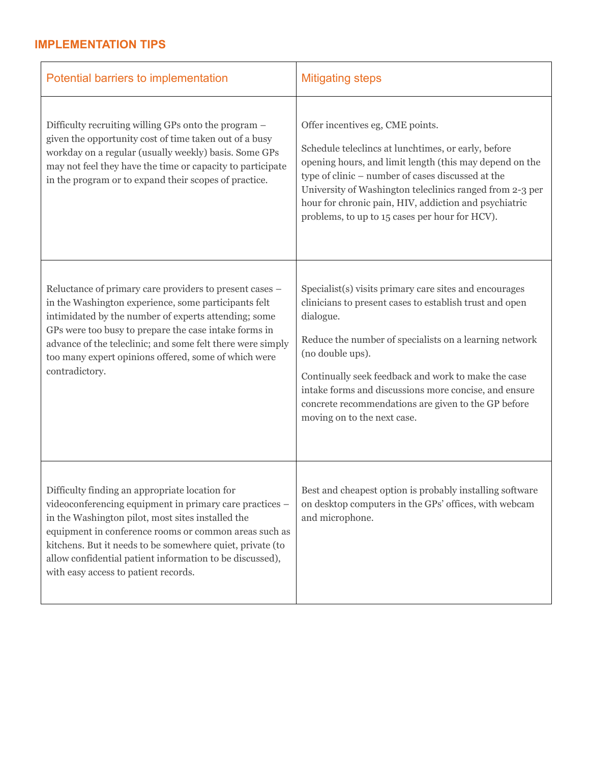## IMPLEMENTATION TIPS

| Potential barriers to implementation | Mitigating steps |
|---|---|
| Difficulty recruiting willing GPs onto the program – given the opportunity cost of time taken out of a busy workday on a regular (usually weekly) basis. Some GPs may not feel they have the time or capacity to participate in the program or to expand their scopes of practice. | Offer incentives eg, CME points.<br><br>Schedule teleclincs at lunchtimes, or early, before opening hours, and limit length (this may depend on the type of clinic – number of cases discussed at the University of Washington teleclinics ranged from 2-3 per hour for chronic pain, HIV, addiction and psychiatric problems, to up to 15 cases per hour for HCV). |
| Reluctance of primary care providers to present cases – in the Washington experience, some participants felt intimidated by the number of experts attending; some GPs were too busy to prepare the case intake forms in advance of the teleclinic; and some felt there were simply too many expert opinions offered, some of which were contradictory. | Specialist(s) visits primary care sites and encourages clinicians to present cases to establish trust and open dialogue.<br><br>Reduce the number of specialists on a learning network (no double ups).<br><br>Continually seek feedback and work to make the case intake forms and discussions more concise, and ensure concrete recommendations are given to the GP before moving on to the next case. |
| Difficulty finding an appropriate location for videoconferencing equipment in primary care practices – in the Washington pilot, most sites installed the equipment in conference rooms or common areas such as kitchens. But it needs to be somewhere quiet, private (to allow confidential patient information to be discussed), with easy access to patient records. | Best and cheapest option is probably installing software on desktop computers in the GPs' offices, with webcam and microphone. |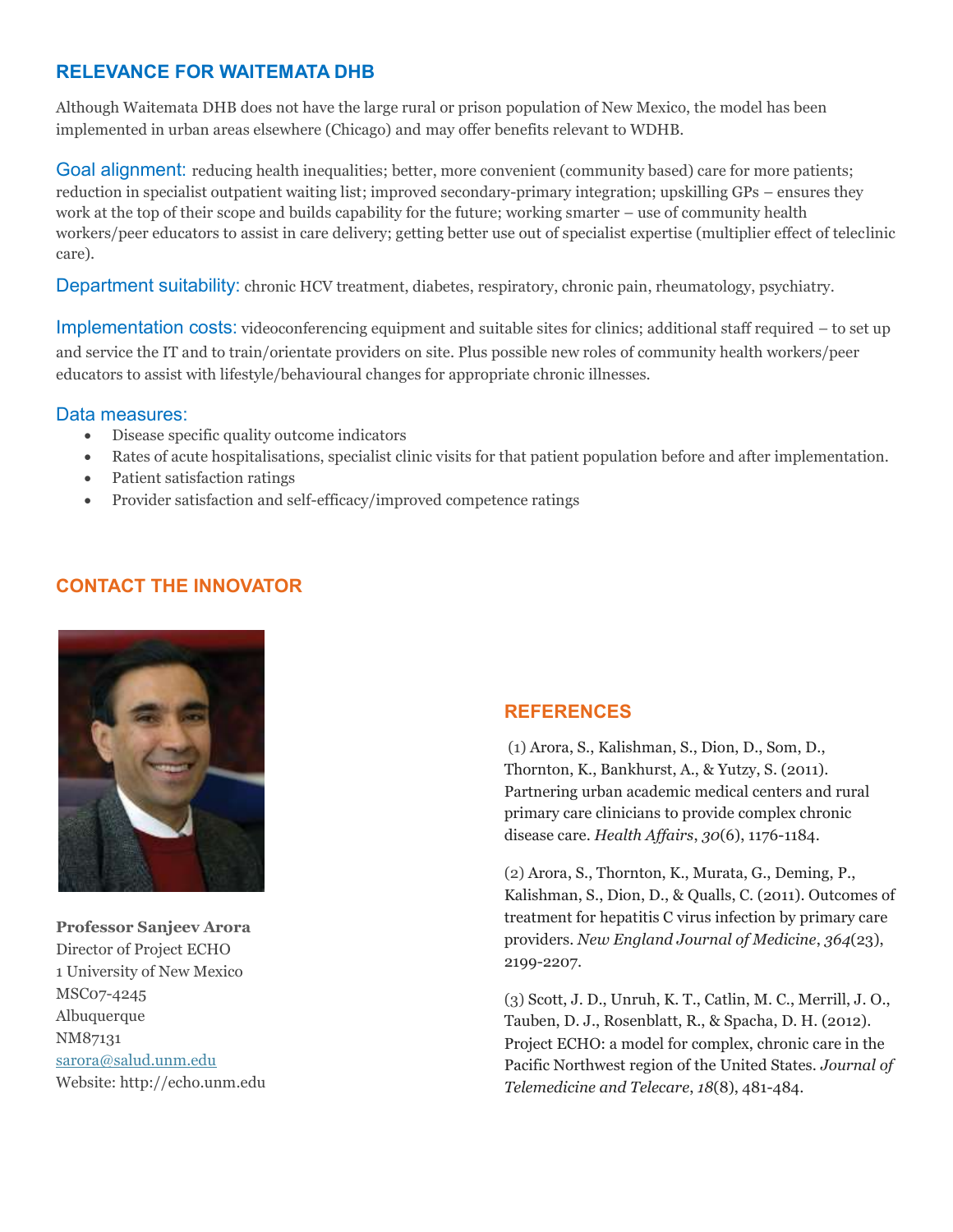## RELEVANCE FOR WAITEMATA DHB

Although Waitemata DHB does not have the large rural or prison population of New Mexico, the model has been implemented in urban areas elsewhere (Chicago) and may offer benefits relevant to WDHB.

**Goal alignment:** reducing health inequalities; better, more convenient (community based) care for more patients; reduction in specialist outpatient waiting list; improved secondary-primary integration; upskilling GPs – ensures they work at the top of their scope and builds capability for the future; working smarter – use of community health workers/peer educators to assist in care delivery; getting better use out of specialist expertise (multiplier effect of teleclinic care).

**Department suitability:** chronic HCV treatment, diabetes, respiratory, chronic pain, rheumatology, psychiatry.

**Implementation costs:** videoconferencing equipment and suitable sites for clinics; additional staff required – to set up and service the IT and to train/orientate providers on site. Plus possible new roles of community health workers/peer educators to assist with lifestyle/behavioural changes for appropriate chronic illnesses.

**Data measures:**

- Disease specific quality outcome indicators
- Rates of acute hospitalisations, specialist clinic visits for that patient population before and after implementation.
- Patient satisfaction ratings
- Provider satisfaction and self-efficacy/improved competence ratings

## CONTACT THE INNOVATOR

**Professor Sanjeev Arora**
Director of Project ECHO
1 University of New Mexico
MSC07-4245
Albuquerque
NM87131
sarora@salud.unm.edu
Website: http://echo.unm.edu

## REFERENCES

(1) Arora, S., Kalishman, S., Dion, D., Som, D., Thornton, K., Bankhurst, A., & Yutzy, S. (2011). Partnering urban academic medical centers and rural primary care clinicians to provide complex chronic disease care. *Health Affairs*, *30*(6), 1176-1184.

(2) Arora, S., Thornton, K., Murata, G., Deming, P., Kalishman, S., Dion, D., & Qualls, C. (2011). Outcomes of treatment for hepatitis C virus infection by primary care providers. *New England Journal of Medicine*, *364*(23), 2199-2207.

(3) Scott, J. D., Unruh, K. T., Catlin, M. C., Merrill, J. O., Tauben, D. J., Rosenblatt, R., & Spacha, D. H. (2012). Project ECHO: a model for complex, chronic care in the Pacific Northwest region of the United States. *Journal of Telemedicine and Telecare*, *18*(8), 481-484.